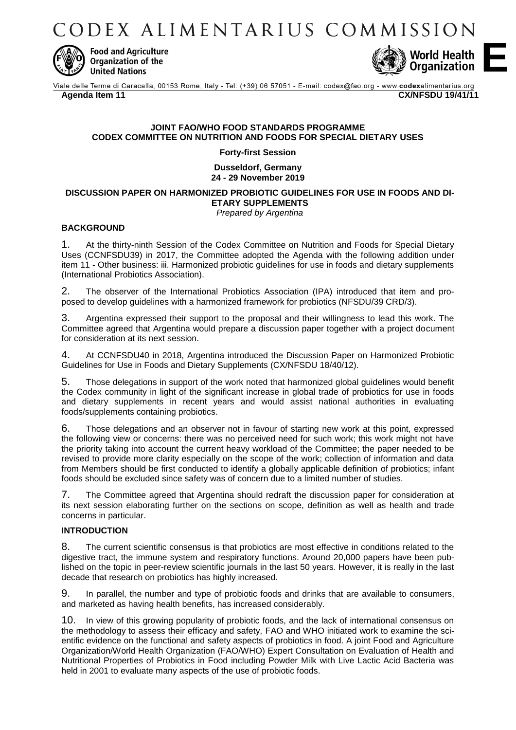# CODEX ALIMENTARIUS COMMISSION

Food and Agriculture Organization of the United Nations

World Health Organization

E

Viale delle Terme di Caracalla, 00153 Rome, Italy - Tel: (+39) 06 57051 - E-mail: codex@fao.org - www.codexalimentarius.org

**Agenda Item 11** **CX/NFSDU 19/41/11**

**JOINT FAO/WHO FOOD STANDARDS PROGRAMME**
**CODEX COMMITTEE ON NUTRITION AND FOODS FOR SPECIAL DIETARY USES**

**Forty-first Session**

**Dusseldorf, Germany**
**24 - 29 November 2019**

**DISCUSSION PAPER ON HARMONIZED PROBIOTIC GUIDELINES FOR USE IN FOODS AND DIETARY SUPPLEMENTS**

*Prepared by Argentina*

## BACKGROUND

1. At the thirty-ninth Session of the Codex Committee on Nutrition and Foods for Special Dietary Uses (CCNFSDU39) in 2017, the Committee adopted the Agenda with the following addition under item 11 - Other business: iii. Harmonized probiotic guidelines for use in foods and dietary supplements (International Probiotics Association).

2. The observer of the International Probiotics Association (IPA) introduced that item and proposed to develop guidelines with a harmonized framework for probiotics (NFSDU/39 CRD/3).

3. Argentina expressed their support to the proposal and their willingness to lead this work. The Committee agreed that Argentina would prepare a discussion paper together with a project document for consideration at its next session.

4. At CCNFSDU40 in 2018, Argentina introduced the Discussion Paper on Harmonized Probiotic Guidelines for Use in Foods and Dietary Supplements (CX/NFSDU 18/40/12).

5. Those delegations in support of the work noted that harmonized global guidelines would benefit the Codex community in light of the significant increase in global trade of probiotics for use in foods and dietary supplements in recent years and would assist national authorities in evaluating foods/supplements containing probiotics.

6. Those delegations and an observer not in favour of starting new work at this point, expressed the following view or concerns: there was no perceived need for such work; this work might not have the priority taking into account the current heavy workload of the Committee; the paper needed to be revised to provide more clarity especially on the scope of the work; collection of information and data from Members should be first conducted to identify a globally applicable definition of probiotics; infant foods should be excluded since safety was of concern due to a limited number of studies.

7. The Committee agreed that Argentina should redraft the discussion paper for consideration at its next session elaborating further on the sections on scope, definition as well as health and trade concerns in particular.

## INTRODUCTION

8. The current scientific consensus is that probiotics are most effective in conditions related to the digestive tract, the immune system and respiratory functions. Around 20,000 papers have been published on the topic in peer-review scientific journals in the last 50 years. However, it is really in the last decade that research on probiotics has highly increased.

9. In parallel, the number and type of probiotic foods and drinks that are available to consumers, and marketed as having health benefits, has increased considerably.

10. In view of this growing popularity of probiotic foods, and the lack of international consensus on the methodology to assess their efficacy and safety, FAO and WHO initiated work to examine the scientific evidence on the functional and safety aspects of probiotics in food. A joint Food and Agriculture Organization/World Health Organization (FAO/WHO) Expert Consultation on Evaluation of Health and Nutritional Properties of Probiotics in Food including Powder Milk with Live Lactic Acid Bacteria was held in 2001 to evaluate many aspects of the use of probiotic foods.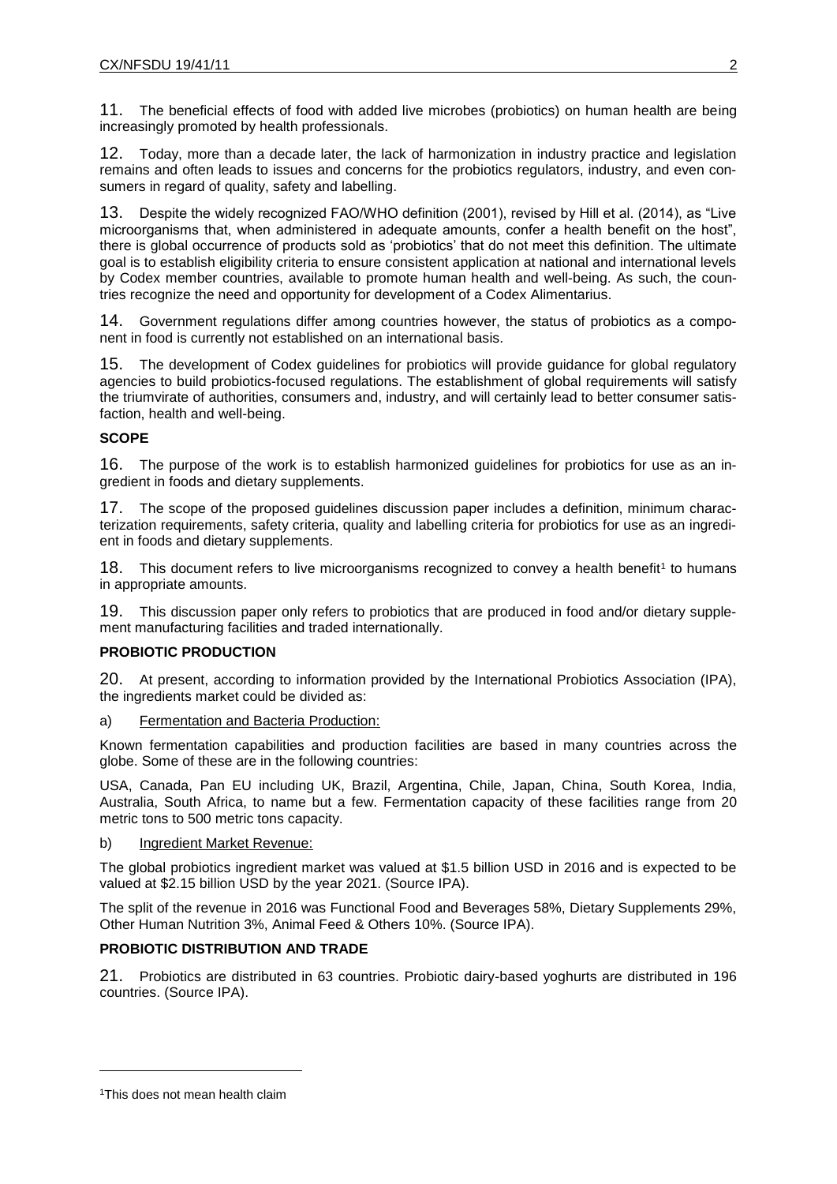11. The beneficial effects of food with added live microbes (probiotics) on human health are being increasingly promoted by health professionals.

12. Today, more than a decade later, the lack of harmonization in industry practice and legislation remains and often leads to issues and concerns for the probiotics regulators, industry, and even consumers in regard of quality, safety and labelling.

13. Despite the widely recognized FAO/WHO definition (2001), revised by Hill et al. (2014), as "Live microorganisms that, when administered in adequate amounts, confer a health benefit on the host", there is global occurrence of products sold as 'probiotics' that do not meet this definition. The ultimate goal is to establish eligibility criteria to ensure consistent application at national and international levels by Codex member countries, available to promote human health and well-being. As such, the countries recognize the need and opportunity for development of a Codex Alimentarius.

14. Government regulations differ among countries however, the status of probiotics as a component in food is currently not established on an international basis.

15. The development of Codex guidelines for probiotics will provide guidance for global regulatory agencies to build probiotics-focused regulations. The establishment of global requirements will satisfy the triumvirate of authorities, consumers and, industry, and will certainly lead to better consumer satisfaction, health and well-being.

**SCOPE**

16. The purpose of the work is to establish harmonized guidelines for probiotics for use as an ingredient in foods and dietary supplements.

17. The scope of the proposed guidelines discussion paper includes a definition, minimum characterization requirements, safety criteria, quality and labelling criteria for probiotics for use as an ingredient in foods and dietary supplements.

18. This document refers to live microorganisms recognized to convey a health benefit[1] to humans in appropriate amounts.

19. This discussion paper only refers to probiotics that are produced in food and/or dietary supplement manufacturing facilities and traded internationally.

**PROBIOTIC PRODUCTION**

20. At present, according to information provided by the International Probiotics Association (IPA), the ingredients market could be divided as:

a) Fermentation and Bacteria Production:

Known fermentation capabilities and production facilities are based in many countries across the globe. Some of these are in the following countries:

USA, Canada, Pan EU including UK, Brazil, Argentina, Chile, Japan, China, South Korea, India, Australia, South Africa, to name but a few. Fermentation capacity of these facilities range from 20 metric tons to 500 metric tons capacity.

b) Ingredient Market Revenue:

The global probiotics ingredient market was valued at $1.5 billion USD in 2016 and is expected to be valued at $2.15 billion USD by the year 2021. (Source IPA).

The split of the revenue in 2016 was Functional Food and Beverages 58%, Dietary Supplements 29%, Other Human Nutrition 3%, Animal Feed & Others 10%. (Source IPA).

**PROBIOTIC DISTRIBUTION AND TRADE**

21. Probiotics are distributed in 63 countries. Probiotic dairy-based yoghurts are distributed in 196 countries. (Source IPA).

[1] This does not mean health claim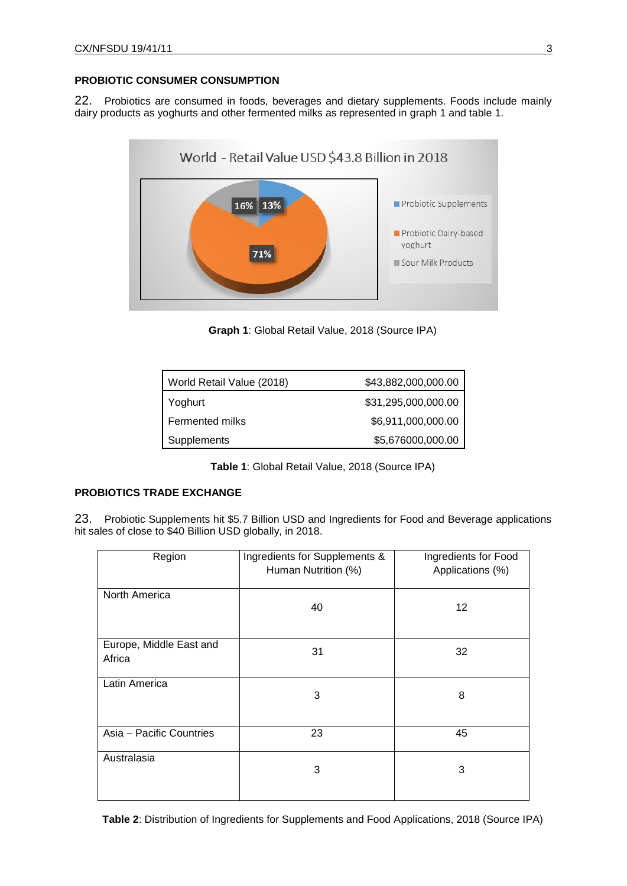### PROBIOTIC CONSUMER CONSUMPTION

22. Probiotics are consumed in foods, beverages and dietary supplements. Foods include mainly dairy products as yoghurts and other fermented milks as represented in graph 1 and table 1.

**Graph 1**: Global Retail Value, 2018 (Source IPA)

| World Retail Value (2018) | $43,882,000,000.00 |
|---|---|
| Yoghurt | $31,295,000,000.00 |
| Fermented milks | $6,911,000,000.00 |
| Supplements | $5,676000,000.00 |

**Table 1**: Global Retail Value, 2018 (Source IPA)

### PROBIOTICS TRADE EXCHANGE

23. Probiotic Supplements hit $5.7 Billion USD and Ingredients for Food and Beverage applications hit sales of close to $40 Billion USD globally, in 2018.

| Region | Ingredients for Supplements & Human Nutrition (%) | Ingredients for Food Applications (%) |
|---|---|---|
| North America | 40 | 12 |
| Europe, Middle East and Africa | 31 | 32 |
| Latin America | 3 | 8 |
| Asia – Pacific Countries | 23 | 45 |
| Australasia | 3 | 3 |

**Table 2**: Distribution of Ingredients for Supplements and Food Applications, 2018 (Source IPA)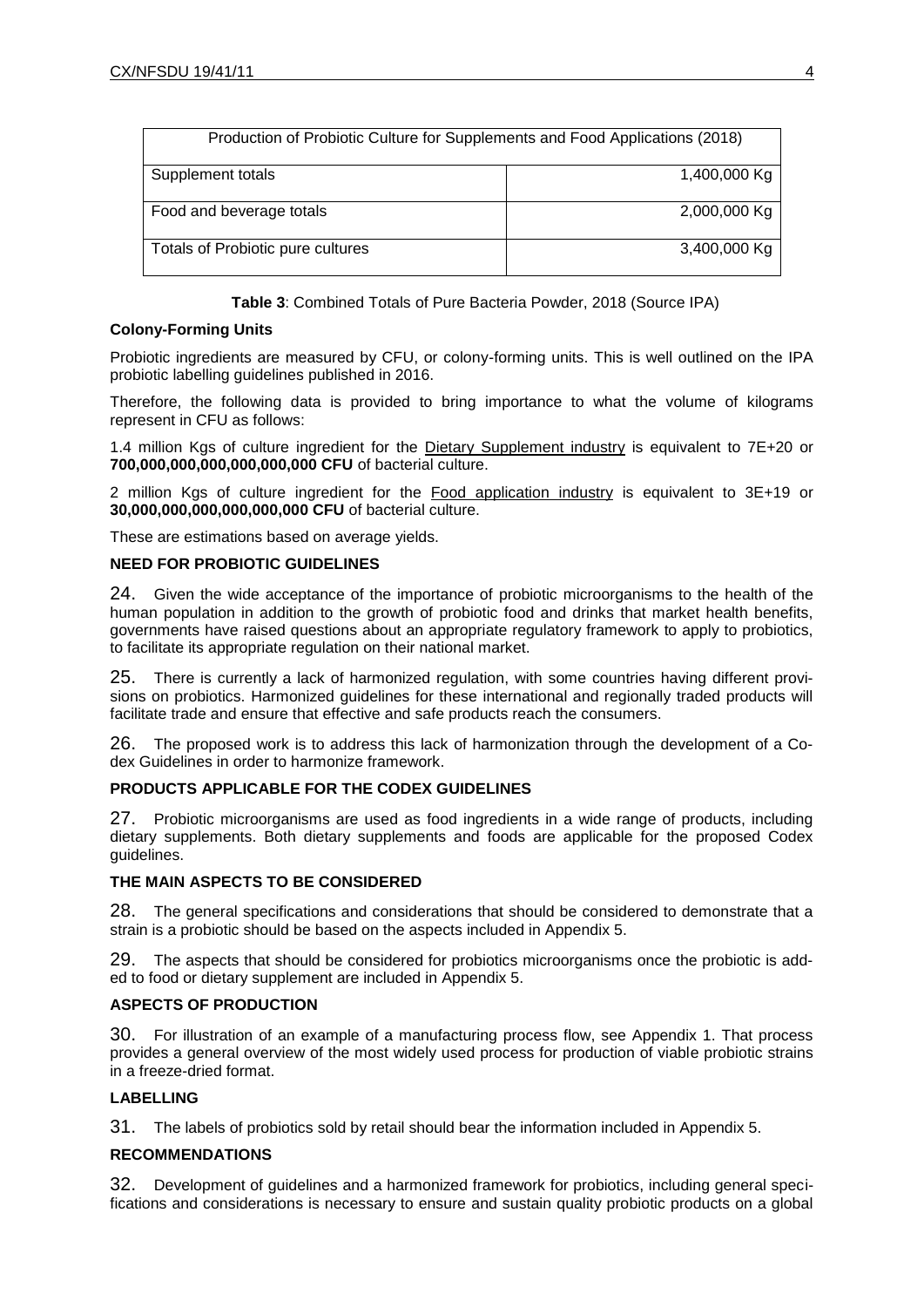| Production of Probiotic Culture for Supplements and Food Applications (2018) | |
|---|---|
| Supplement totals | 1,400,000 Kg |
| Food and beverage totals | 2,000,000 Kg |
| Totals of Probiotic pure cultures | 3,400,000 Kg |

**Table 3**: Combined Totals of Pure Bacteria Powder, 2018 (Source IPA)

**Colony-Forming Units**

Probiotic ingredients are measured by CFU, or colony-forming units. This is well outlined on the IPA probiotic labelling guidelines published in 2016.

Therefore, the following data is provided to bring importance to what the volume of kilograms represent in CFU as follows:

1.4 million Kgs of culture ingredient for the Dietary Supplement industry is equivalent to 7E+20 or **700,000,000,000,000,000,000 CFU** of bacterial culture.

2 million Kgs of culture ingredient for the Food application industry is equivalent to 3E+19 or **30,000,000,000,000,000,000 CFU** of bacterial culture.

These are estimations based on average yields.

**NEED FOR PROBIOTIC GUIDELINES**

24. Given the wide acceptance of the importance of probiotic microorganisms to the health of the human population in addition to the growth of probiotic food and drinks that market health benefits, governments have raised questions about an appropriate regulatory framework to apply to probiotics, to facilitate its appropriate regulation on their national market.

25. There is currently a lack of harmonized regulation, with some countries having different provisions on probiotics. Harmonized guidelines for these international and regionally traded products will facilitate trade and ensure that effective and safe products reach the consumers.

26. The proposed work is to address this lack of harmonization through the development of a Codex Guidelines in order to harmonize framework.

**PRODUCTS APPLICABLE FOR THE CODEX GUIDELINES**

27. Probiotic microorganisms are used as food ingredients in a wide range of products, including dietary supplements. Both dietary supplements and foods are applicable for the proposed Codex guidelines.

**THE MAIN ASPECTS TO BE CONSIDERED**

28. The general specifications and considerations that should be considered to demonstrate that a strain is a probiotic should be based on the aspects included in Appendix 5.

29. The aspects that should be considered for probiotics microorganisms once the probiotic is added to food or dietary supplement are included in Appendix 5.

**ASPECTS OF PRODUCTION**

30. For illustration of an example of a manufacturing process flow, see Appendix 1. That process provides a general overview of the most widely used process for production of viable probiotic strains in a freeze-dried format.

**LABELLING**

31. The labels of probiotics sold by retail should bear the information included in Appendix 5.

**RECOMMENDATIONS**

32. Development of guidelines and a harmonized framework for probiotics, including general specifications and considerations is necessary to ensure and sustain quality probiotic products on a global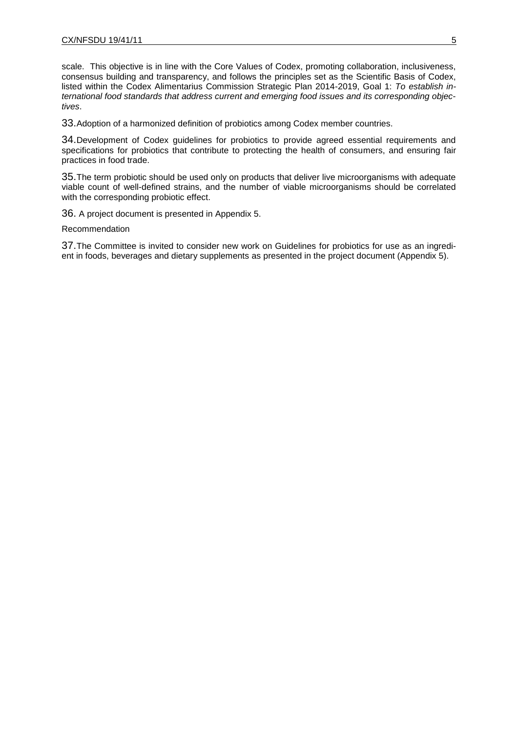scale. This objective is in line with the Core Values of Codex, promoting collaboration, inclusiveness, consensus building and transparency, and follows the principles set as the Scientific Basis of Codex, listed within the Codex Alimentarius Commission Strategic Plan 2014-2019, Goal 1: *To establish international food standards that address current and emerging food issues and its corresponding objectives*.

33. Adoption of a harmonized definition of probiotics among Codex member countries.

34. Development of Codex guidelines for probiotics to provide agreed essential requirements and specifications for probiotics that contribute to protecting the health of consumers, and ensuring fair practices in food trade.

35. The term probiotic should be used only on products that deliver live microorganisms with adequate viable count of well-defined strains, and the number of viable microorganisms should be correlated with the corresponding probiotic effect.

36. A project document is presented in Appendix 5.

Recommendation

37. The Committee is invited to consider new work on Guidelines for probiotics for use as an ingredient in foods, beverages and dietary supplements as presented in the project document (Appendix 5).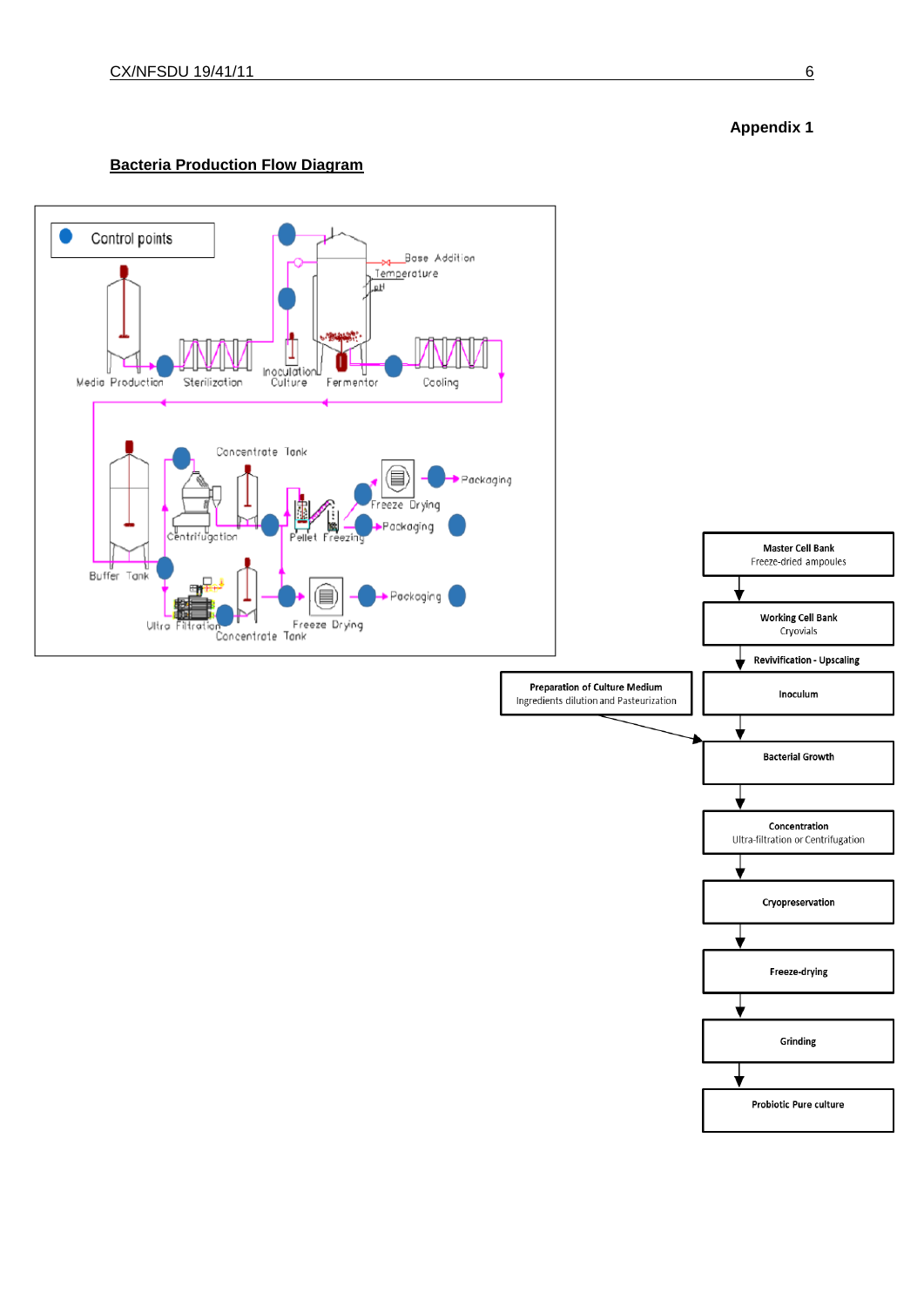**Appendix 1**

## Bacteria Production Flow Diagram

Control points

Media Production — Sterilization — Inoculation Culture — Fermentor (Base Addition, Temperature, pH) — Cooling

Buffer Tank — Centrifugation — Concentrate Tank — Pellet Freezing — Packaging; Freeze Drying — Packaging

Ultra Filtration — Concentrate Tank — Freeze Drying — Packaging

**Master Cell Bank**
Freeze-dried ampoules

↓

**Working Cell Bank**
Cryovials

↓ **Revivification - Upscaling**

**Inoculum**

↓

**Preparation of Culture Medium**
Ingredients dilution and Pasteurization
→

**Bacterial Growth**

↓

**Concentration**
Ultra-filtration or Centrifugation

↓

**Cryopreservation**

↓

**Freeze-drying**

↓

**Grinding**

↓

**Probiotic Pure culture**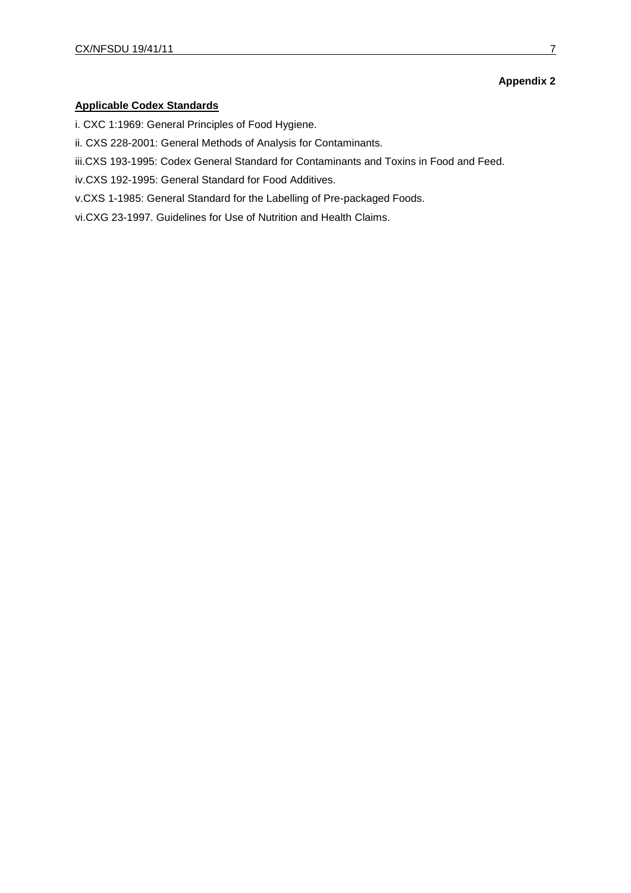**Appendix 2**

**Applicable Codex Standards**

i. CXC 1:1969: General Principles of Food Hygiene.

ii. CXS 228-2001: General Methods of Analysis for Contaminants.

iii.CXS 193-1995: Codex General Standard for Contaminants and Toxins in Food and Feed.

iv.CXS 192-1995: General Standard for Food Additives.

v.CXS 1-1985: General Standard for the Labelling of Pre-packaged Foods.

vi.CXG 23-1997. Guidelines for Use of Nutrition and Health Claims.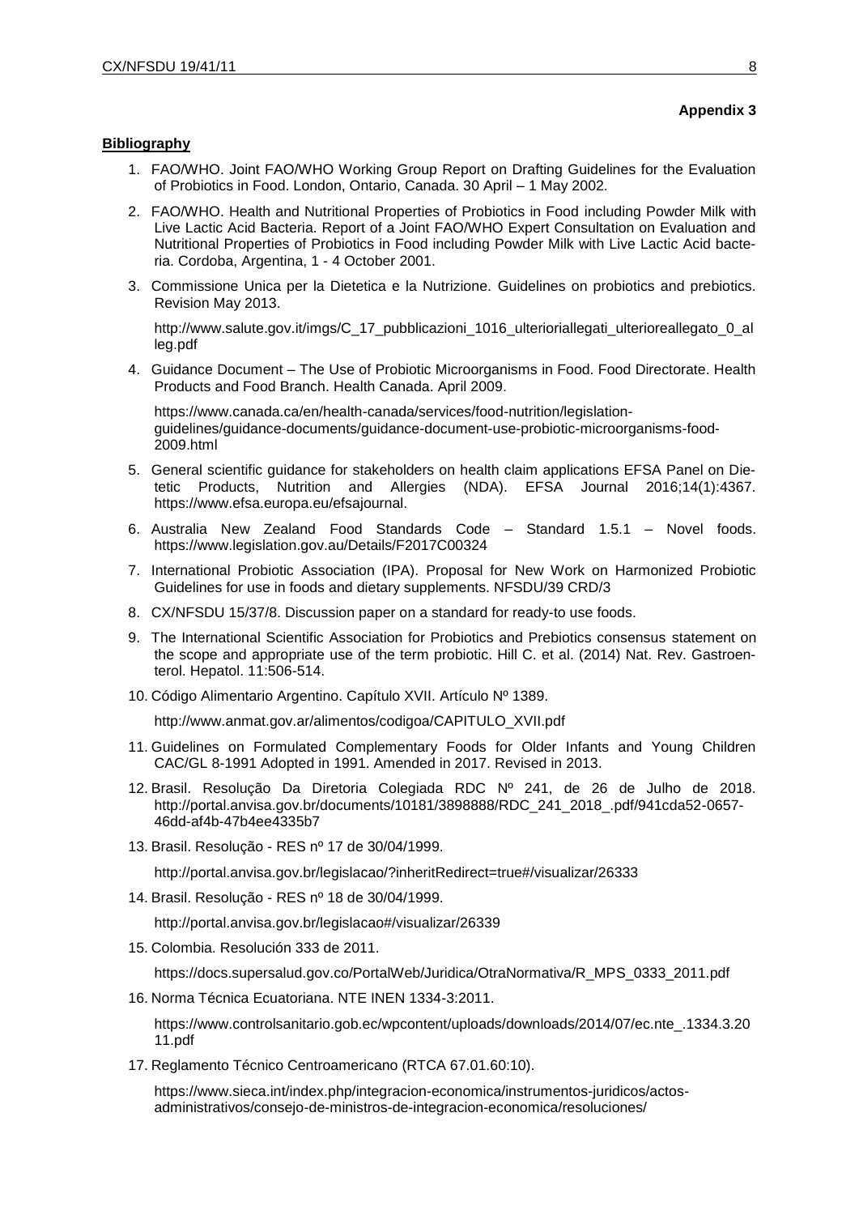**Appendix 3**

**Bibliography**

1. FAO/WHO. Joint FAO/WHO Working Group Report on Drafting Guidelines for the Evaluation of Probiotics in Food. London, Ontario, Canada. 30 April – 1 May 2002.
2. FAO/WHO. Health and Nutritional Properties of Probiotics in Food including Powder Milk with Live Lactic Acid Bacteria. Report of a Joint FAO/WHO Expert Consultation on Evaluation and Nutritional Properties of Probiotics in Food including Powder Milk with Live Lactic Acid bacteria. Cordoba, Argentina, 1 - 4 October 2001.
3. Commissione Unica per la Dietetica e la Nutrizione. Guidelines on probiotics and prebiotics. Revision May 2013.

   http://www.salute.gov.it/imgs/C_17_pubblicazioni_1016_ulterioriallegati_ulterioreallegato_0_alleg.pdf
4. Guidance Document – The Use of Probiotic Microorganisms in Food. Food Directorate. Health Products and Food Branch. Health Canada. April 2009.

   https://www.canada.ca/en/health-canada/services/food-nutrition/legislation-guidelines/guidance-documents/guidance-document-use-probiotic-microorganisms-food-2009.html
5. General scientific guidance for stakeholders on health claim applications EFSA Panel on Dietetic Products, Nutrition and Allergies (NDA). EFSA Journal 2016;14(1):4367. https://www.efsa.europa.eu/efsajournal.
6. Australia New Zealand Food Standards Code – Standard 1.5.1 – Novel foods. https://www.legislation.gov.au/Details/F2017C00324
7. International Probiotic Association (IPA). Proposal for New Work on Harmonized Probiotic Guidelines for use in foods and dietary supplements. NFSDU/39 CRD/3
8. CX/NFSDU 15/37/8. Discussion paper on a standard for ready-to use foods.
9. The International Scientific Association for Probiotics and Prebiotics consensus statement on the scope and appropriate use of the term probiotic. Hill C. et al. (2014) Nat. Rev. Gastroenterol. Hepatol. 11:506-514.
10. Código Alimentario Argentino. Capítulo XVII. Artículo Nº 1389.

    http://www.anmat.gov.ar/alimentos/codigoa/CAPITULO_XVII.pdf
11. Guidelines on Formulated Complementary Foods for Older Infants and Young Children CAC/GL 8-1991 Adopted in 1991. Amended in 2017. Revised in 2013.
12. Brasil. Resolução Da Diretoria Colegiada RDC Nº 241, de 26 de Julho de 2018. http://portal.anvisa.gov.br/documents/10181/3898888/RDC_241_2018_.pdf/941cda52-0657-46dd-af4b-47b4ee4335b7
13. Brasil. Resolução - RES nº 17 de 30/04/1999.

    http://portal.anvisa.gov.br/legislacao/?inheritRedirect=true#/visualizar/26333
14. Brasil. Resolução - RES nº 18 de 30/04/1999.

    http://portal.anvisa.gov.br/legislacao#/visualizar/26339
15. Colombia. Resolución 333 de 2011.

    https://docs.supersalud.gov.co/PortalWeb/Juridica/OtraNormativa/R_MPS_0333_2011.pdf
16. Norma Técnica Ecuatoriana. NTE INEN 1334-3:2011.

    https://www.controlsanitario.gob.ec/wpcontent/uploads/downloads/2014/07/ec.nte_.1334.3.2011.pdf
17. Reglamento Técnico Centroamericano (RTCA 67.01.60:10).

    https://www.sieca.int/index.php/integracion-economica/instrumentos-juridicos/actos-administrativos/consejo-de-ministros-de-integracion-economica/resoluciones/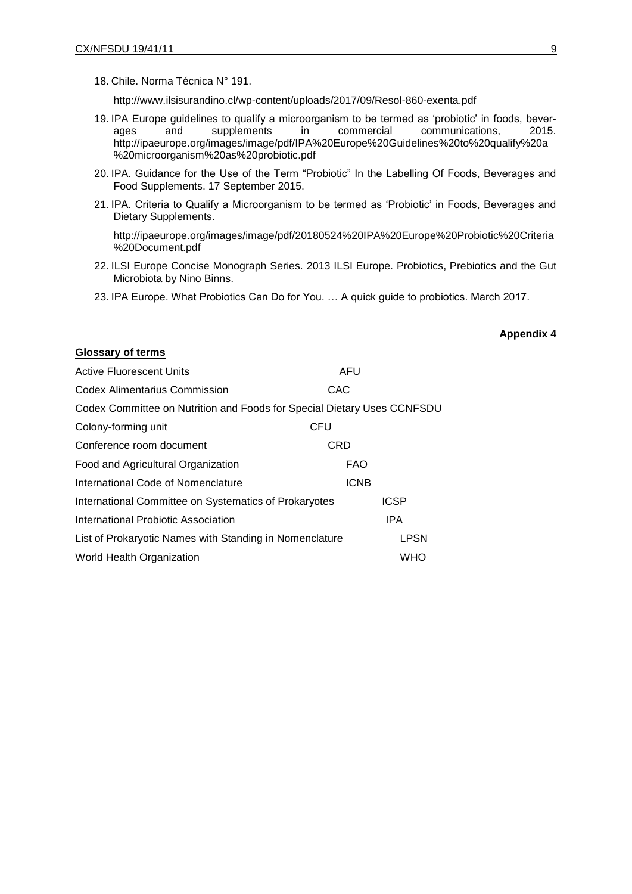18. Chile. Norma Técnica N° 191.

    http://www.ilsisurandino.cl/wp-content/uploads/2017/09/Resol-860-exenta.pdf

19. IPA Europe guidelines to qualify a microorganism to be termed as 'probiotic' in foods, beverages and supplements in commercial communications, 2015. http://ipaeurope.org/images/image/pdf/IPA%20Europe%20Guidelines%20to%20qualify%20a%20microorganism%20as%20probiotic.pdf

20. IPA. Guidance for the Use of the Term "Probiotic" In the Labelling Of Foods, Beverages and Food Supplements. 17 September 2015.

21. IPA. Criteria to Qualify a Microorganism to be termed as 'Probiotic' in Foods, Beverages and Dietary Supplements.

    http://ipaeurope.org/images/image/pdf/20180524%20IPA%20Europe%20Probiotic%20Criteria%20Document.pdf

22. ILSI Europe Concise Monograph Series. 2013 ILSI Europe. Probiotics, Prebiotics and the Gut Microbiota by Nino Binns.

23. IPA Europe. What Probiotics Can Do for You. … A quick guide to probiotics. March 2017.

**Appendix 4**

**Glossary of terms**

| Term | Abbreviation |
|---|---|
| Active Fluorescent Units | AFU |
| Codex Alimentarius Commission | CAC |
| Codex Committee on Nutrition and Foods for Special Dietary Uses | CCNFSDU |
| Colony-forming unit | CFU |
| Conference room document | CRD |
| Food and Agricultural Organization | FAO |
| International Code of Nomenclature | ICNB |
| International Committee on Systematics of Prokaryotes | ICSP |
| International Probiotic Association | IPA |
| List of Prokaryotic Names with Standing in Nomenclature | LPSN |
| World Health Organization | WHO |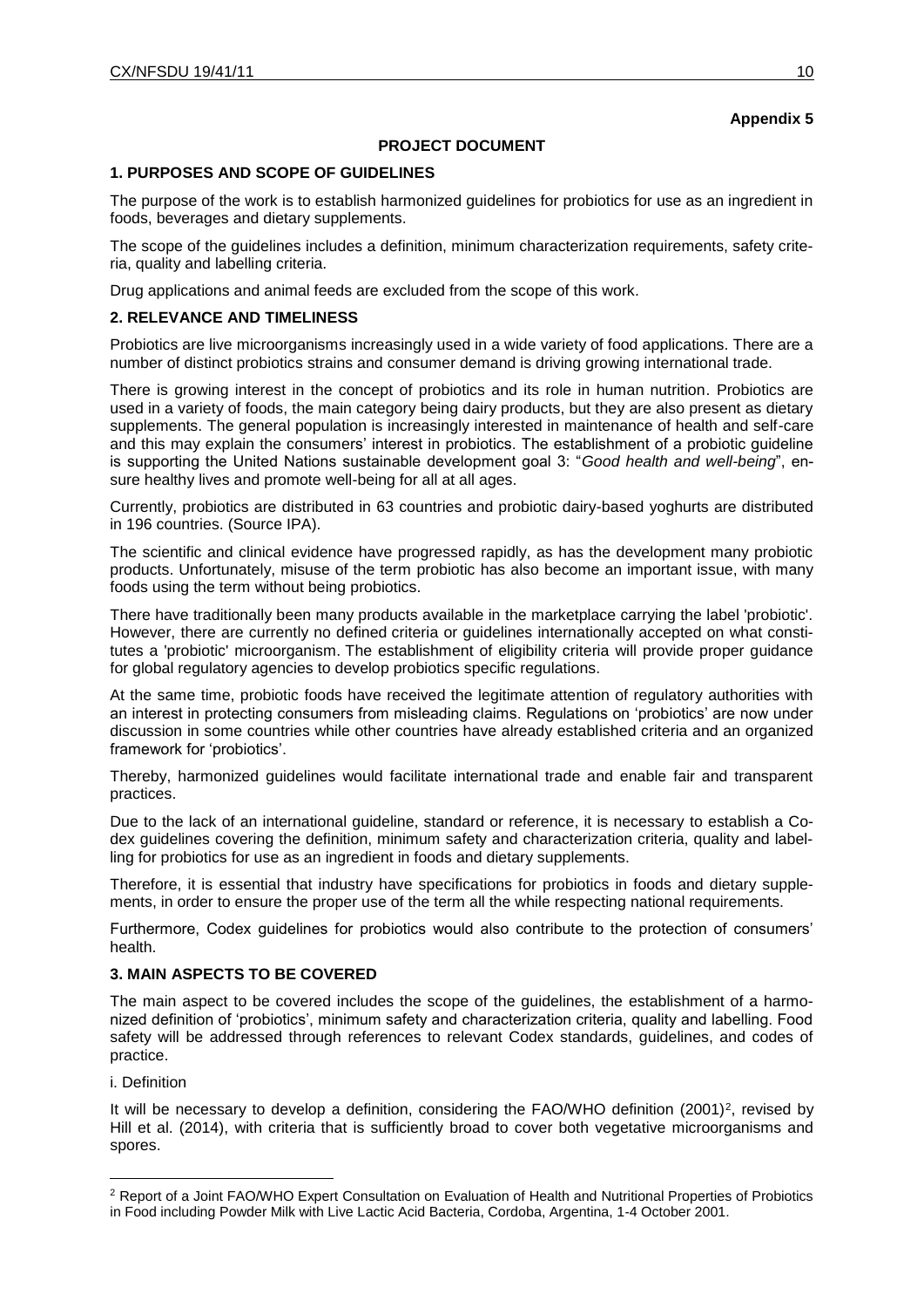**Appendix 5**

**PROJECT DOCUMENT**

## 1. PURPOSES AND SCOPE OF GUIDELINES

The purpose of the work is to establish harmonized guidelines for probiotics for use as an ingredient in foods, beverages and dietary supplements.

The scope of the guidelines includes a definition, minimum characterization requirements, safety criteria, quality and labelling criteria.

Drug applications and animal feeds are excluded from the scope of this work.

## 2. RELEVANCE AND TIMELINESS

Probiotics are live microorganisms increasingly used in a wide variety of food applications. There are a number of distinct probiotics strains and consumer demand is driving growing international trade.

There is growing interest in the concept of probiotics and its role in human nutrition. Probiotics are used in a variety of foods, the main category being dairy products, but they are also present as dietary supplements. The general population is increasingly interested in maintenance of health and self-care and this may explain the consumers' interest in probiotics. The establishment of a probiotic guideline is supporting the United Nations sustainable development goal 3: "*Good health and well-being*", ensure healthy lives and promote well-being for all at all ages.

Currently, probiotics are distributed in 63 countries and probiotic dairy-based yoghurts are distributed in 196 countries. (Source IPA).

The scientific and clinical evidence have progressed rapidly, as has the development many probiotic products. Unfortunately, misuse of the term probiotic has also become an important issue, with many foods using the term without being probiotics.

There have traditionally been many products available in the marketplace carrying the label 'probiotic'. However, there are currently no defined criteria or guidelines internationally accepted on what constitutes a 'probiotic' microorganism. The establishment of eligibility criteria will provide proper guidance for global regulatory agencies to develop probiotics specific regulations.

At the same time, probiotic foods have received the legitimate attention of regulatory authorities with an interest in protecting consumers from misleading claims. Regulations on 'probiotics' are now under discussion in some countries while other countries have already established criteria and an organized framework for 'probiotics'.

Thereby, harmonized guidelines would facilitate international trade and enable fair and transparent practices.

Due to the lack of an international guideline, standard or reference, it is necessary to establish a Codex guidelines covering the definition, minimum safety and characterization criteria, quality and labelling for probiotics for use as an ingredient in foods and dietary supplements.

Therefore, it is essential that industry have specifications for probiotics in foods and dietary supplements, in order to ensure the proper use of the term all the while respecting national requirements.

Furthermore, Codex guidelines for probiotics would also contribute to the protection of consumers' health.

## 3. MAIN ASPECTS TO BE COVERED

The main aspect to be covered includes the scope of the guidelines, the establishment of a harmonized definition of 'probiotics', minimum safety and characterization criteria, quality and labelling. Food safety will be addressed through references to relevant Codex standards, guidelines, and codes of practice.

i. Definition

It will be necessary to develop a definition, considering the FAO/WHO definition (2001)[2], revised by Hill et al. (2014), with criteria that is sufficiently broad to cover both vegetative microorganisms and spores.

[2] Report of a Joint FAO/WHO Expert Consultation on Evaluation of Health and Nutritional Properties of Probiotics in Food including Powder Milk with Live Lactic Acid Bacteria, Cordoba, Argentina, 1-4 October 2001.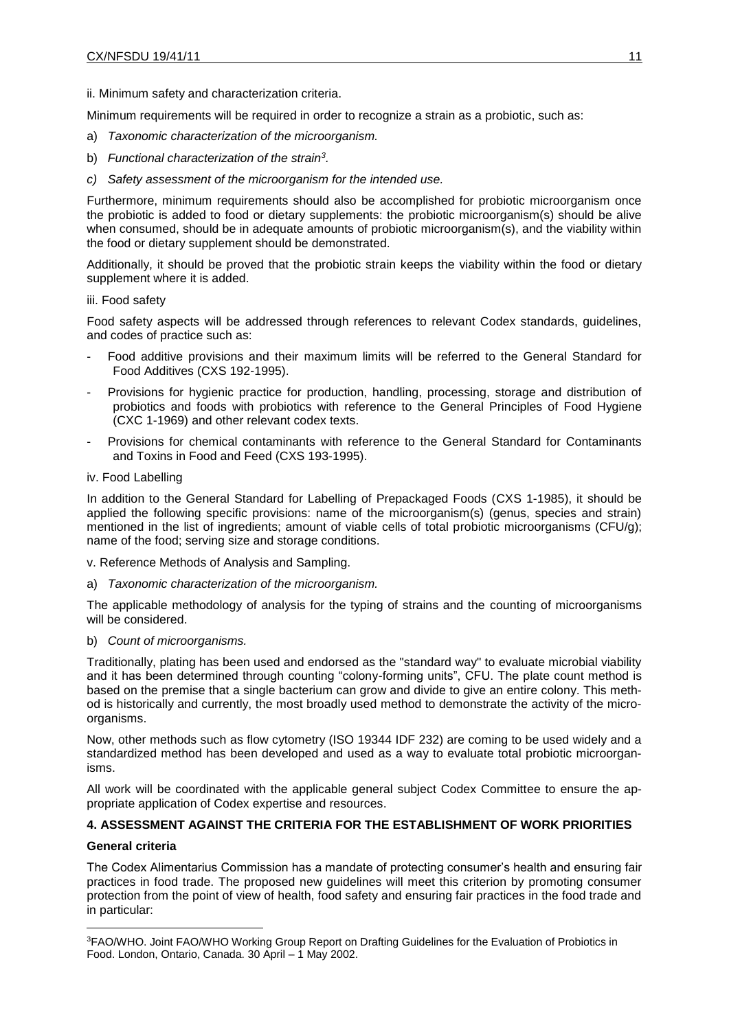ii. Minimum safety and characterization criteria.

Minimum requirements will be required in order to recognize a strain as a probiotic, such as:

a) *Taxonomic characterization of the microorganism.*

b) *Functional characterization of the strain*[3]*.*

*c) Safety assessment of the microorganism for the intended use.*

Furthermore, minimum requirements should also be accomplished for probiotic microorganism once the probiotic is added to food or dietary supplements: the probiotic microorganism(s) should be alive when consumed, should be in adequate amounts of probiotic microorganism(s), and the viability within the food or dietary supplement should be demonstrated.

Additionally, it should be proved that the probiotic strain keeps the viability within the food or dietary supplement where it is added.

iii. Food safety

Food safety aspects will be addressed through references to relevant Codex standards, guidelines, and codes of practice such as:

- Food additive provisions and their maximum limits will be referred to the General Standard for Food Additives (CXS 192-1995).
- Provisions for hygienic practice for production, handling, processing, storage and distribution of probiotics and foods with probiotics with reference to the General Principles of Food Hygiene (CXC 1-1969) and other relevant codex texts.
- Provisions for chemical contaminants with reference to the General Standard for Contaminants and Toxins in Food and Feed (CXS 193-1995).

iv. Food Labelling

In addition to the General Standard for Labelling of Prepackaged Foods (CXS 1-1985), it should be applied the following specific provisions: name of the microorganism(s) (genus, species and strain) mentioned in the list of ingredients; amount of viable cells of total probiotic microorganisms (CFU/g); name of the food; serving size and storage conditions.

v. Reference Methods of Analysis and Sampling.

a) *Taxonomic characterization of the microorganism.*

The applicable methodology of analysis for the typing of strains and the counting of microorganisms will be considered.

b) *Count of microorganisms.*

Traditionally, plating has been used and endorsed as the "standard way" to evaluate microbial viability and it has been determined through counting "colony-forming units", CFU. The plate count method is based on the premise that a single bacterium can grow and divide to give an entire colony. This method is historically and currently, the most broadly used method to demonstrate the activity of the microorganisms.

Now, other methods such as flow cytometry (ISO 19344 IDF 232) are coming to be used widely and a standardized method has been developed and used as a way to evaluate total probiotic microorganisms.

All work will be coordinated with the applicable general subject Codex Committee to ensure the appropriate application of Codex expertise and resources.

## 4. ASSESSMENT AGAINST THE CRITERIA FOR THE ESTABLISHMENT OF WORK PRIORITIES

### General criteria

The Codex Alimentarius Commission has a mandate of protecting consumer's health and ensuring fair practices in food trade. The proposed new guidelines will meet this criterion by promoting consumer protection from the point of view of health, food safety and ensuring fair practices in the food trade and in particular:

---

[3]FAO/WHO. Joint FAO/WHO Working Group Report on Drafting Guidelines for the Evaluation of Probiotics in Food. London, Ontario, Canada. 30 April – 1 May 2002.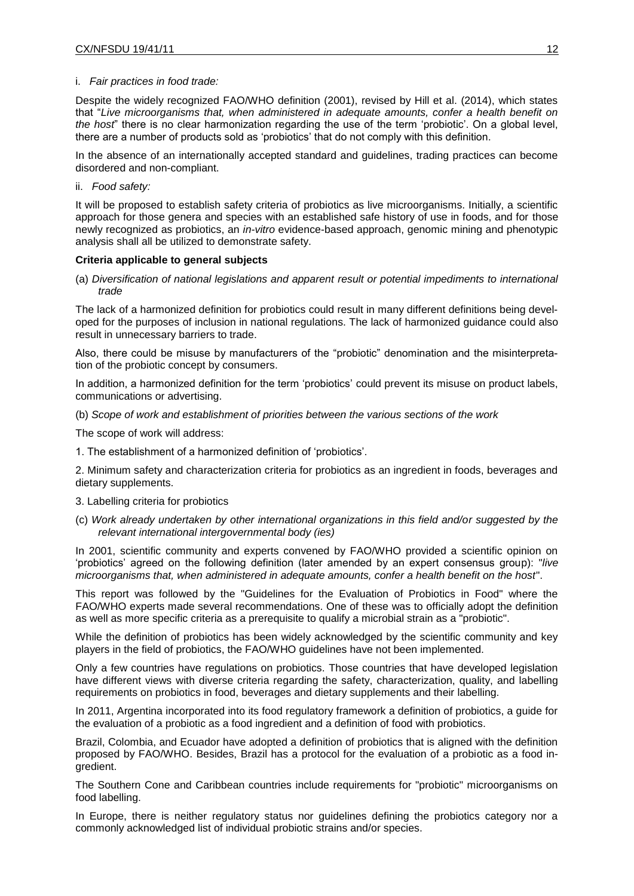i. *Fair practices in food trade:*

Despite the widely recognized FAO/WHO definition (2001), revised by Hill et al. (2014), which states that "*Live microorganisms that, when administered in adequate amounts, confer a health benefit on the host*" there is no clear harmonization regarding the use of the term 'probiotic'. On a global level, there are a number of products sold as 'probiotics' that do not comply with this definition.

In the absence of an internationally accepted standard and guidelines, trading practices can become disordered and non-compliant.

ii. *Food safety:*

It will be proposed to establish safety criteria of probiotics as live microorganisms. Initially, a scientific approach for those genera and species with an established safe history of use in foods, and for those newly recognized as probiotics, an *in-vitro* evidence-based approach, genomic mining and phenotypic analysis shall all be utilized to demonstrate safety.

**Criteria applicable to general subjects**

(a) *Diversification of national legislations and apparent result or potential impediments to international trade*

The lack of a harmonized definition for probiotics could result in many different definitions being developed for the purposes of inclusion in national regulations. The lack of harmonized guidance could also result in unnecessary barriers to trade.

Also, there could be misuse by manufacturers of the "probiotic" denomination and the misinterpretation of the probiotic concept by consumers.

In addition, a harmonized definition for the term 'probiotics' could prevent its misuse on product labels, communications or advertising.

(b) *Scope of work and establishment of priorities between the various sections of the work*

The scope of work will address:

1. The establishment of a harmonized definition of 'probiotics'.

2. Minimum safety and characterization criteria for probiotics as an ingredient in foods, beverages and dietary supplements.

3. Labelling criteria for probiotics

(c) *Work already undertaken by other international organizations in this field and/or suggested by the relevant international intergovernmental body (ies)*

In 2001, scientific community and experts convened by FAO/WHO provided a scientific opinion on 'probiotics' agreed on the following definition (later amended by an expert consensus group): "*live microorganisms that, when administered in adequate amounts, confer a health benefit on the host*".

This report was followed by the "Guidelines for the Evaluation of Probiotics in Food" where the FAO/WHO experts made several recommendations. One of these was to officially adopt the definition as well as more specific criteria as a prerequisite to qualify a microbial strain as a "probiotic".

While the definition of probiotics has been widely acknowledged by the scientific community and key players in the field of probiotics, the FAO/WHO guidelines have not been implemented.

Only a few countries have regulations on probiotics. Those countries that have developed legislation have different views with diverse criteria regarding the safety, characterization, quality, and labelling requirements on probiotics in food, beverages and dietary supplements and their labelling.

In 2011, Argentina incorporated into its food regulatory framework a definition of probiotics, a guide for the evaluation of a probiotic as a food ingredient and a definition of food with probiotics.

Brazil, Colombia, and Ecuador have adopted a definition of probiotics that is aligned with the definition proposed by FAO/WHO. Besides, Brazil has a protocol for the evaluation of a probiotic as a food ingredient.

The Southern Cone and Caribbean countries include requirements for "probiotic" microorganisms on food labelling.

In Europe, there is neither regulatory status nor guidelines defining the probiotics category nor a commonly acknowledged list of individual probiotic strains and/or species.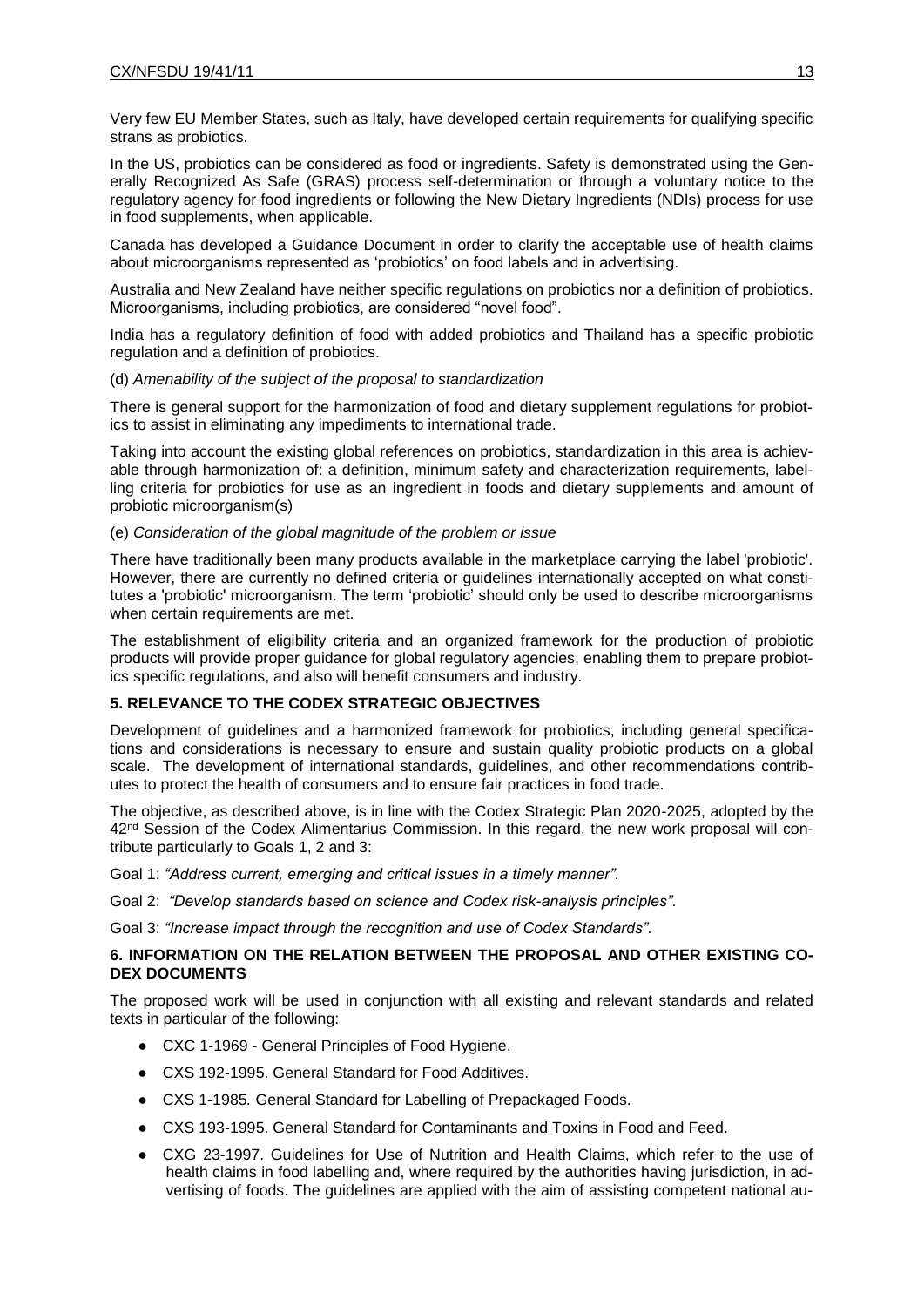Very few EU Member States, such as Italy, have developed certain requirements for qualifying specific strans as probiotics.

In the US, probiotics can be considered as food or ingredients. Safety is demonstrated using the Generally Recognized As Safe (GRAS) process self-determination or through a voluntary notice to the regulatory agency for food ingredients or following the New Dietary Ingredients (NDIs) process for use in food supplements, when applicable.

Canada has developed a Guidance Document in order to clarify the acceptable use of health claims about microorganisms represented as 'probiotics' on food labels and in advertising.

Australia and New Zealand have neither specific regulations on probiotics nor a definition of probiotics. Microorganisms, including probiotics, are considered "novel food".

India has a regulatory definition of food with added probiotics and Thailand has a specific probiotic regulation and a definition of probiotics.

(d) *Amenability of the subject of the proposal to standardization*

There is general support for the harmonization of food and dietary supplement regulations for probiotics to assist in eliminating any impediments to international trade.

Taking into account the existing global references on probiotics, standardization in this area is achievable through harmonization of: a definition, minimum safety and characterization requirements, labelling criteria for probiotics for use as an ingredient in foods and dietary supplements and amount of probiotic microorganism(s)

(e) *Consideration of the global magnitude of the problem or issue*

There have traditionally been many products available in the marketplace carrying the label 'probiotic'. However, there are currently no defined criteria or guidelines internationally accepted on what constitutes a 'probiotic' microorganism. The term 'probiotic' should only be used to describe microorganisms when certain requirements are met.

The establishment of eligibility criteria and an organized framework for the production of probiotic products will provide proper guidance for global regulatory agencies, enabling them to prepare probiotics specific regulations, and also will benefit consumers and industry.

## 5. RELEVANCE TO THE CODEX STRATEGIC OBJECTIVES

Development of guidelines and a harmonized framework for probiotics, including general specifications and considerations is necessary to ensure and sustain quality probiotic products on a global scale. The development of international standards, guidelines, and other recommendations contributes to protect the health of consumers and to ensure fair practices in food trade.

The objective, as described above, is in line with the Codex Strategic Plan 2020-2025, adopted by the 42nd Session of the Codex Alimentarius Commission. In this regard, the new work proposal will contribute particularly to Goals 1, 2 and 3:

Goal 1: *"Address current, emerging and critical issues in a timely manner".*

Goal 2: *"Develop standards based on science and Codex risk-analysis principles".*

Goal 3: *"Increase impact through the recognition and use of Codex Standards".*

## 6. INFORMATION ON THE RELATION BETWEEN THE PROPOSAL AND OTHER EXISTING CODEX DOCUMENTS

The proposed work will be used in conjunction with all existing and relevant standards and related texts in particular of the following:

- CXC 1-1969 - General Principles of Food Hygiene.
- CXS 192-1995. General Standard for Food Additives.
- CXS 1-1985*.* General Standard for Labelling of Prepackaged Foods.
- CXS 193-1995. General Standard for Contaminants and Toxins in Food and Feed.
- CXG 23-1997. Guidelines for Use of Nutrition and Health Claims, which refer to the use of health claims in food labelling and, where required by the authorities having jurisdiction, in advertising of foods. The guidelines are applied with the aim of assisting competent national au-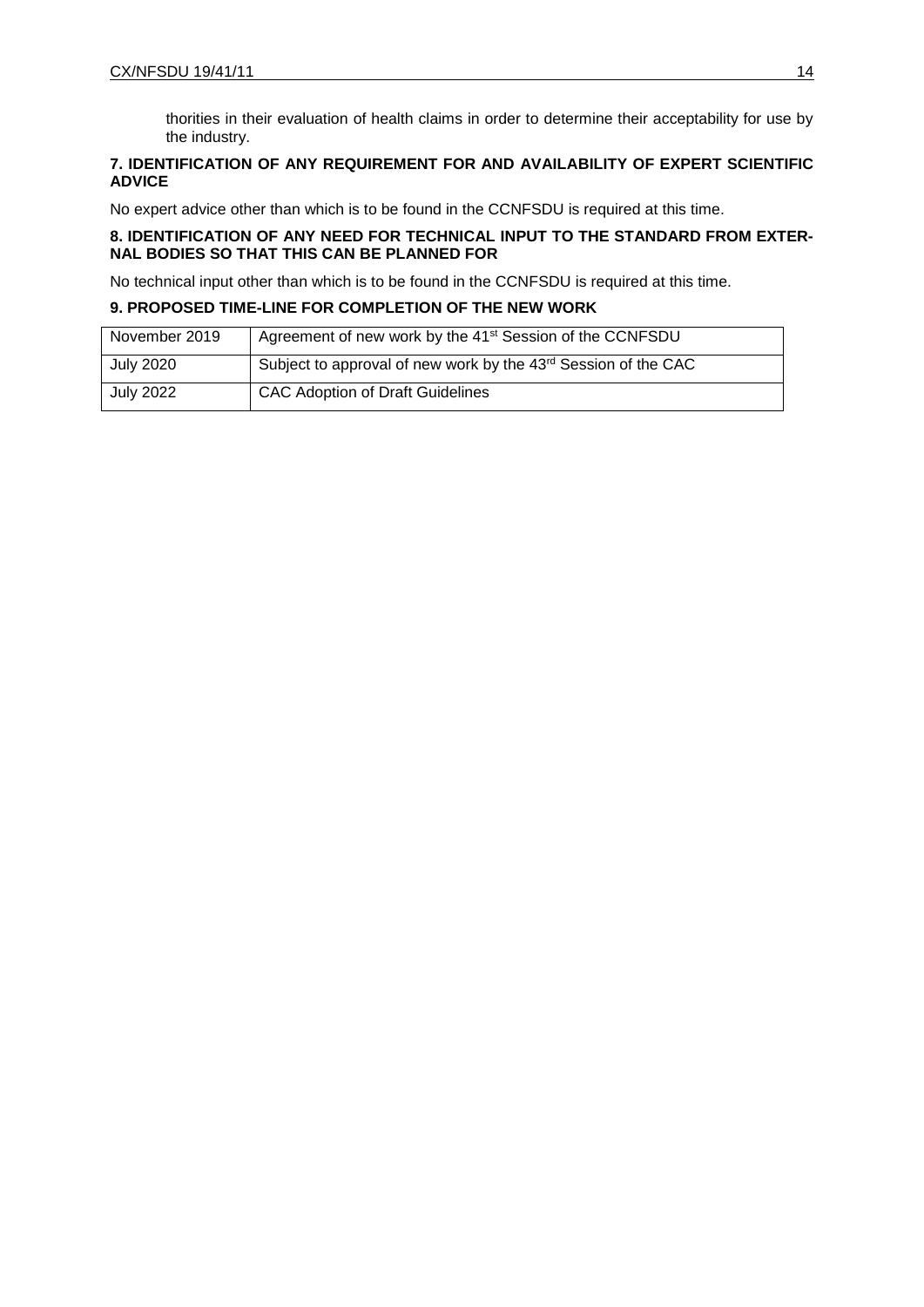thorities in their evaluation of health claims in order to determine their acceptability for use by the industry.

**7. IDENTIFICATION OF ANY REQUIREMENT FOR AND AVAILABILITY OF EXPERT SCIENTIFIC ADVICE**

No expert advice other than which is to be found in the CCNFSDU is required at this time.

**8. IDENTIFICATION OF ANY NEED FOR TECHNICAL INPUT TO THE STANDARD FROM EXTERNAL BODIES SO THAT THIS CAN BE PLANNED FOR**

No technical input other than which is to be found in the CCNFSDU is required at this time.

**9. PROPOSED TIME-LINE FOR COMPLETION OF THE NEW WORK**

| | |
|---|---|
| November 2019 | Agreement of new work by the 41st Session of the CCNFSDU |
| July 2020 | Subject to approval of new work by the 43rd Session of the CAC |
| July 2022 | CAC Adoption of Draft Guidelines |